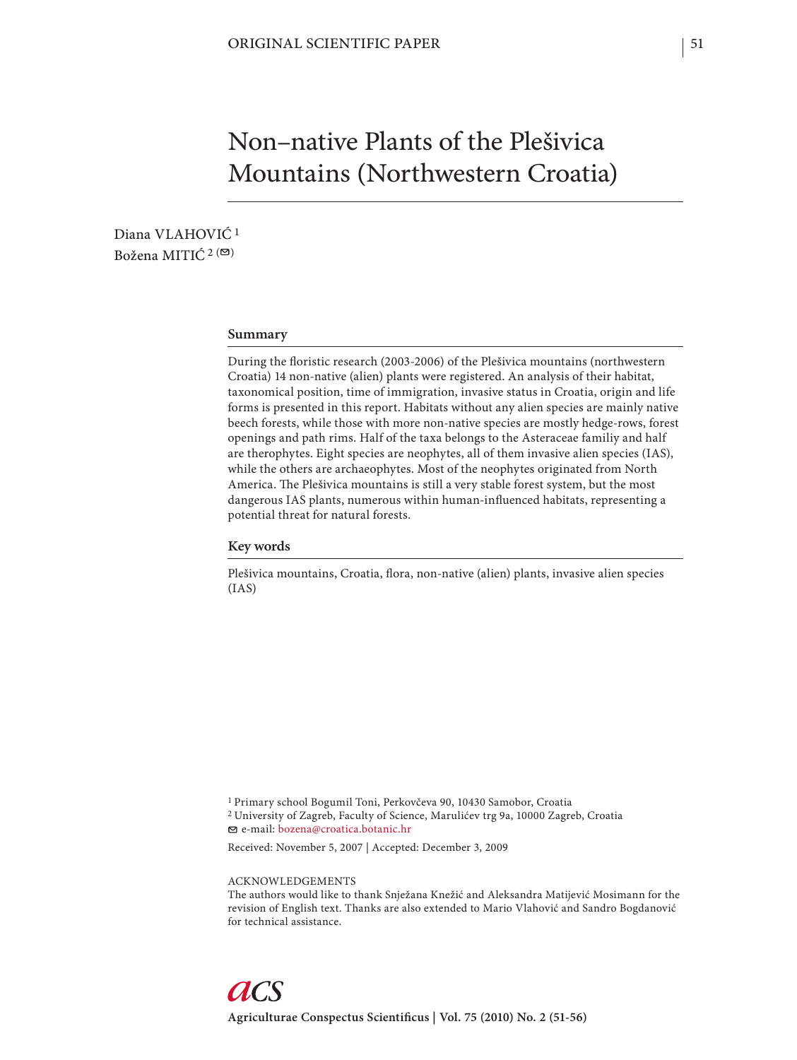ORIGINAL SCIENTIFIC PAPER

# Non–native Plants of the Plešivica Mountains (Northwestern Croatia)

Diana VLAHOVIĆ [1]
Božena MITIĆ [2] (✉)

## Summary

During the floristic research (2003-2006) of the Plešivica mountains (northwestern Croatia) 14 non-native (alien) plants were registered. An analysis of their habitat, taxonomical position, time of immigration, invasive status in Croatia, origin and life forms is presented in this report. Habitats without any alien species are mainly native beech forests, while those with more non-native species are mostly hedge-rows, forest openings and path rims. Half of the taxa belongs to the Asteraceae familiy and half are therophytes. Eight species are neophytes, all of them invasive alien species (IAS), while the others are archaeophytes. Most of the neophytes originated from North America. The Plešivica mountains is still a very stable forest system, but the most dangerous IAS plants, numerous within human-influenced habitats, representing a potential threat for natural forests.

## Key words

Plešivica mountains, Croatia, flora, non-native (alien) plants, invasive alien species (IAS)

[1] Primary school Bogumil Toni, Perkovčeva 90, 10430 Samobor, Croatia
[2] University of Zagreb, Faculty of Science, Marulićev trg 9a, 10000 Zagreb, Croatia
✉ e-mail: bozena@croatica.botanic.hr

Received: November 5, 2007 | Accepted: December 3, 2009

ACKNOWLEDGEMENTS
The authors would like to thank Snježana Knežić and Aleksandra Matijević Mosimann for the revision of English text. Thanks are also extended to Mario Vlahović and Sandro Bogdanović for technical assistance.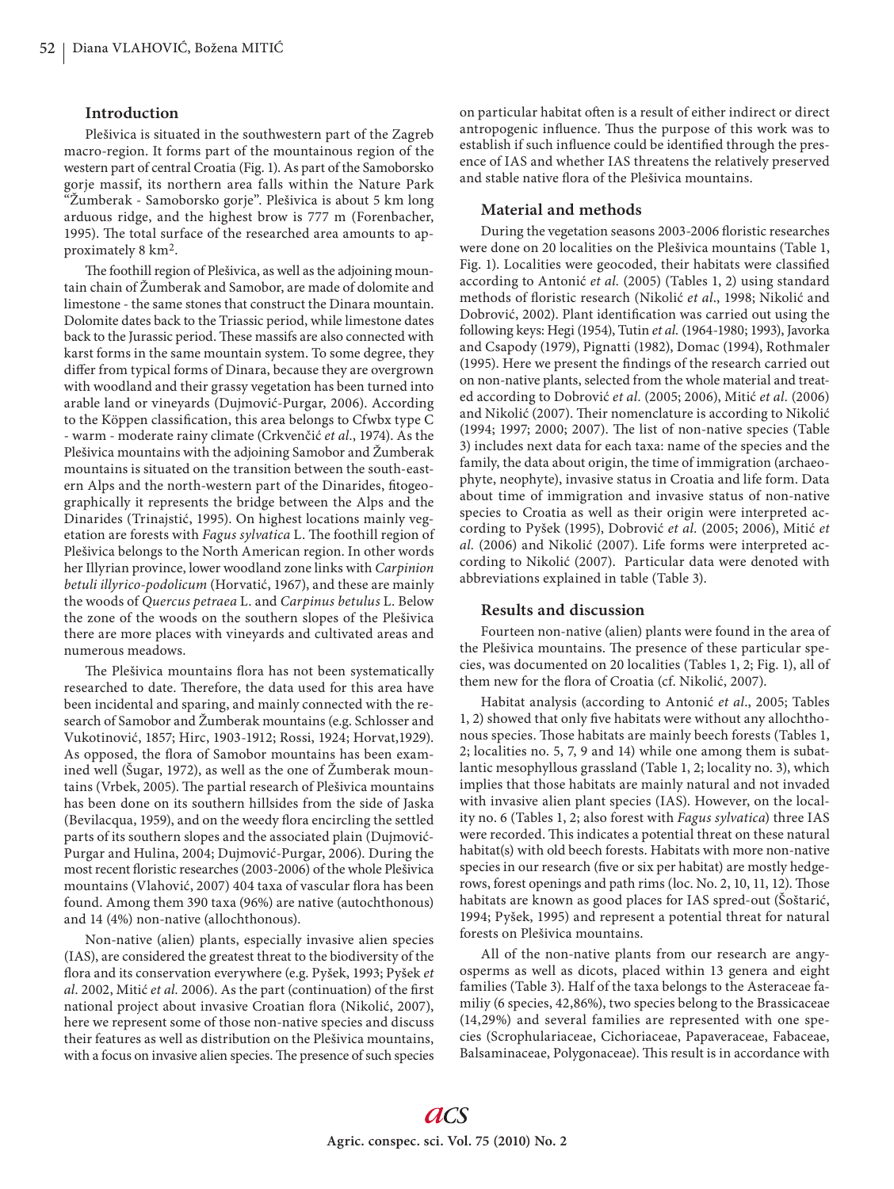## Introduction

Plešivica is situated in the southwestern part of the Zagreb macro-region. It forms part of the mountainous region of the western part of central Croatia (Fig. 1). As part of the Samoborsko gorje massif, its northern area falls within the Nature Park "Žumberak - Samoborsko gorje". Plešivica is about 5 km long arduous ridge, and the highest brow is 777 m (Forenbacher, 1995). The total surface of the researched area amounts to approximately 8 km$^2$.

The foothill region of Plešivica, as well as the adjoining mountain chain of Žumberak and Samobor, are made of dolomite and limestone - the same stones that construct the Dinara mountain. Dolomite dates back to the Triassic period, while limestone dates back to the Jurassic period. These massifs are also connected with karst forms in the same mountain system. To some degree, they differ from typical forms of Dinara, because they are overgrown with woodland and their grassy vegetation has been turned into arable land or vineyards (Dujmović-Purgar, 2006). According to the Köppen classification, this area belongs to Cfwbx type C - warm - moderate rainy climate (Crkvenčić *et al.*, 1974). As the Plešivica mountains with the adjoining Samobor and Žumberak mountains is situated on the transition between the south-eastern Alps and the north-western part of the Dinarides, fitogeographically it represents the bridge between the Alps and the Dinarides (Trinajstić, 1995). On highest locations mainly vegetation are forests with *Fagus sylvatica* L. The foothill region of Plešivica belongs to the North American region. In other words her Illyrian province, lower woodland zone links with *Carpinion betuli illyrico-podolicum* (Horvatić, 1967), and these are mainly the woods of *Quercus petraea* L. and *Carpinus betulus* L. Below the zone of the woods on the southern slopes of the Plešivica there are more places with vineyards and cultivated areas and numerous meadows.

The Plešivica mountains flora has not been systematically researched to date. Therefore, the data used for this area have been incidental and sparing, and mainly connected with the research of Samobor and Žumberak mountains (e.g. Schlosser and Vukotinović, 1857; Hirc, 1903-1912; Rossi, 1924; Horvat,1929). As opposed, the flora of Samobor mountains has been examined well (Šugar, 1972), as well as the one of Žumberak mountains (Vrbek, 2005). The partial research of Plešivica mountains has been done on its southern hillsides from the side of Jaska (Bevilacqua, 1959), and on the weedy flora encircling the settled parts of its southern slopes and the associated plain (Dujmović-Purgar and Hulina, 2004; Dujmović-Purgar, 2006). During the most recent floristic researches (2003-2006) of the whole Plešivica mountains (Vlahović, 2007) 404 taxa of vascular flora has been found. Among them 390 taxa (96%) are native (autochthonous) and 14 (4%) non-native (allochthonous).

Non-native (alien) plants, especially invasive alien species (IAS), are considered the greatest threat to the biodiversity of the flora and its conservation everywhere (e.g. Pyšek, 1993; Pyšek *et al.* 2002, Mitić *et al.* 2006). As the part (continuation) of the first national project about invasive Croatian flora (Nikolić, 2007), here we represent some of those non-native species and discuss their features as well as distribution on the Plešivica mountains, with a focus on invasive alien species. The presence of such species on particular habitat often is a result of either indirect or direct antropogenic influence. Thus the purpose of this work was to establish if such influence could be identified through the presence of IAS and whether IAS threatens the relatively preserved and stable native flora of the Plešivica mountains.

## Material and methods

During the vegetation seasons 2003-2006 floristic researches were done on 20 localities on the Plešivica mountains (Table 1, Fig. 1). Localities were geocoded, their habitats were classified according to Antonić *et al.* (2005) (Tables 1, 2) using standard methods of floristic research (Nikolić *et al.*, 1998; Nikolić and Dobrović, 2002). Plant identification was carried out using the following keys: Hegi (1954), Tutin *et al.* (1964-1980; 1993), Javorka and Csapody (1979), Pignatti (1982), Domac (1994), Rothmaler (1995). Here we present the findings of the research carried out on non-native plants, selected from the whole material and treated according to Dobrović *et al.* (2005; 2006), Mitić *et al.* (2006) and Nikolić (2007). Their nomenclature is according to Nikolić (1994; 1997; 2000; 2007). The list of non-native species (Table 3) includes next data for each taxa: name of the species and the family, the data about origin, the time of immigration (archaeophyte, neophyte), invasive status in Croatia and life form. Data about time of immigration and invasive status of non-native species to Croatia as well as their origin were interpreted according to Pyšek (1995), Dobrović *et al.* (2005; 2006), Mitić *et al.* (2006) and Nikolić (2007). Life forms were interpreted according to Nikolić (2007). Particular data were denoted with abbreviations explained in table (Table 3).

## Results and discussion

Fourteen non-native (alien) plants were found in the area of the Plešivica mountains. The presence of these particular species, was documented on 20 localities (Tables 1, 2; Fig. 1), all of them new for the flora of Croatia (cf. Nikolić, 2007).

Habitat analysis (according to Antonić *et al*., 2005; Tables 1, 2) showed that only five habitats were without any allochthonous species. Those habitats are mainly beech forests (Tables 1, 2; localities no. 5, 7, 9 and 14) while one among them is subatlantic mesophyllous grassland (Table 1, 2; locality no. 3), which implies that those habitats are mainly natural and not invaded with invasive alien plant species (IAS). However, on the locality no. 6 (Tables 1, 2; also forest with *Fagus sylvatica*) three IAS were recorded. This indicates a potential threat on these natural habitat(s) with old beech forests. Habitats with more non-native species in our research (five or six per habitat) are mostly hedgerows, forest openings and path rims (loc. No. 2, 10, 11, 12). Those habitats are known as good places for IAS spred-out (Šoštarić, 1994; Pyšek, 1995) and represent a potential threat for natural forests on Plešivica mountains.

All of the non-native plants from our research are angyosperms as well as dicots, placed within 13 genera and eight families (Table 3). Half of the taxa belongs to the Asteraceae familiy (6 species, 42,86%), two species belong to the Brassicaceae (14,29%) and several families are represented with one species (Scrophulariaceae, Cichoriaceae, Papaveraceae, Fabaceae, Balsaminaceae, Polygonaceae). This result is in accordance with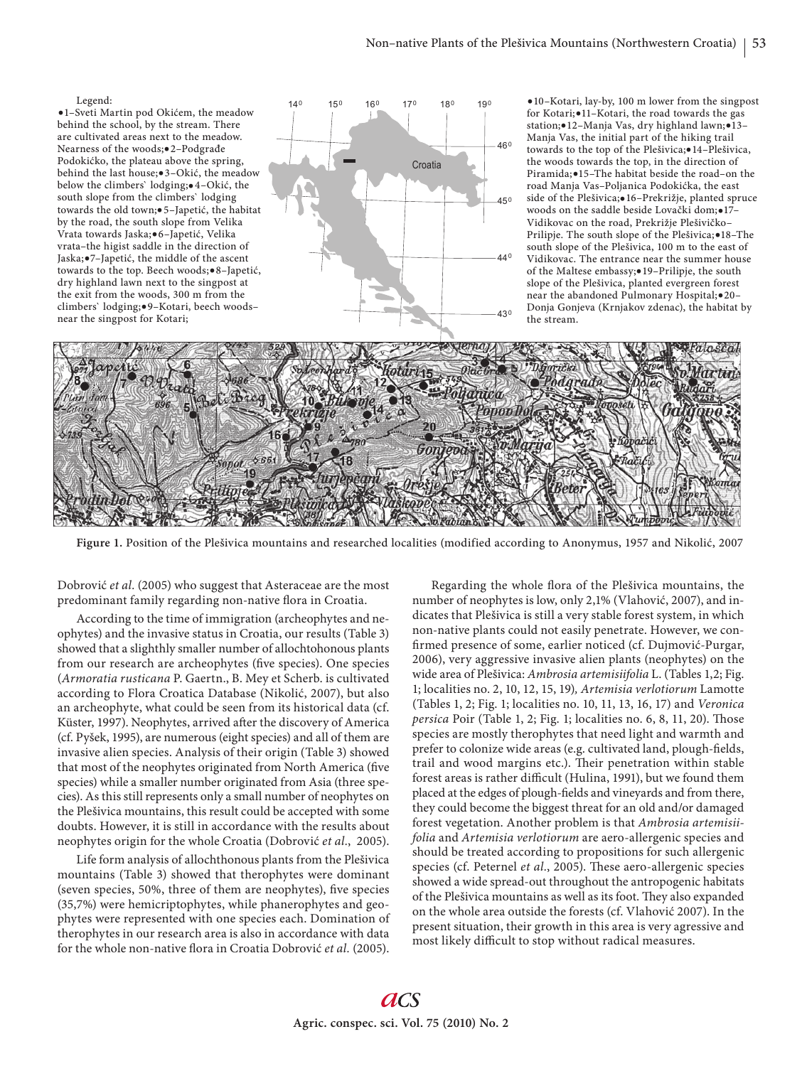Legend:

●1–Sveti Martin pod Okićem, the meadow behind the school, by the stream. There are cultivated areas next to the meadow. Nearness of the woods;●2–Podgrađe Podokićko, the plateau above the spring, behind the last house;●3–Okić, the meadow below the climbers` lodging;●4–Okić, the south slope from the climbers` lodging towards the old town;●5–Japetić, the habitat by the road, the south slope from Velika Vrata towards Jaska;●6–Japetić, Velika vrata–the higist saddle in the direction of Jaska;●7–Japetić, the middle of the ascent towards to the top. Beech woods;●8–Japetić, dry highland lawn next to the singpost at the exit from the woods, 300 m from the climbers` lodging;●9–Kotari, beech woods–near the singpost for Kotari;

●10–Kotari, lay-by, 100 m lower from the singpost for Kotari;●11–Kotari, the road towards the gas station;●12–Manja Vas, dry highland lawn;●13–Manja Vas, the initial part of the hiking trail towards to the top of the Plešivica;●14–Plešivica, the woods towards the top, in the direction of Piramida;●15–The habitat beside the road–on the road Manja Vas–Poljanica Podokićka, the east side of the Plešivica;●16–Prekrižje, planted spruce woods on the saddle beside Lovački dom;●17–Vidikovac on the road, Prekrižje Plešivičko–Prilipje. The south slope of the Plešivica;●18–The south slope of the Plešivica, 100 m to the east of Vidikovac. The entrance near the summer house of the Maltese embassy;●19–Prilipje, the south slope of the Plešivica, planted evergreen forest near the abandoned Pulmonary Hospital;●20–Donja Gonjeva (Krnjakov zdenac), the habitat by the stream.

**Figure 1.** Position of the Plešivica mountains and researched localities (modified according to Anonymus, 1957 and Nikolić, 2007

Dobrović *et al.* (2005) who suggest that Asteraceae are the most predominant family regarding non-native flora in Croatia.

According to the time of immigration (archeophytes and neophytes) and the invasive status in Croatia, our results (Table 3) showed that a slighthly smaller number of allochtohonous plants from our research are archeophytes (five species). One species (*Armoratia rusticana* P. Gaertn., B. Mey et Scherb. is cultivated according to Flora Croatica Database (Nikolić, 2007), but also an archeophyte, what could be seen from its historical data (cf. Küster, 1997). Neophytes, arrived after the discovery of America (cf. Pyšek, 1995), are numerous (eight species) and all of them are invasive alien species. Analysis of their origin (Table 3) showed that most of the neophytes originated from North America (five species) while a smaller number originated from Asia (three species). As this still represents only a small number of neophytes on the Plešivica mountains, this result could be accepted with some doubts. However, it is still in accordance with the results about neophytes origin for the whole Croatia (Dobrović *et al.*, 2005).

Life form analysis of allochthonous plants from the Plešivica mountains (Table 3) showed that therophytes were dominant (seven species, 50%, three of them are neophytes), five species (35,7%) were hemicriptophytes, while phanerophytes and geophytes were represented with one species each. Domination of therophytes in our research area is also in accordance with data for the whole non-native flora in Croatia Dobrović *et al.* (2005).

Regarding the whole flora of the Plešivica mountains, the number of neophytes is low, only 2,1% (Vlahović, 2007), and indicates that Plešivica is still a very stable forest system, in which non-native plants could not easily penetrate. However, we confirmed presence of some, earlier noticed (cf. Dujmović-Purgar, 2006), very aggressive invasive alien plants (neophytes) on the wide area of Plešivica: *Ambrosia artemisiifolia* L. (Tables 1,2; Fig. 1; localities no. 2, 10, 12, 15, 19), *Artemisia verlotiorum* Lamotte (Tables 1, 2; Fig. 1; localities no. 10, 11, 13, 16, 17) and *Veronica persica* Poir (Table 1, 2; Fig. 1; localities no. 6, 8, 11, 20). Those species are mostly therophytes that need light and warmth and prefer to colonize wide areas (e.g. cultivated land, plough-fields, trail and wood margins etc.). Their penetration within stable forest areas is rather difficult (Hulina, 1991), but we found them placed at the edges of plough-fields and vineyards and from there, they could become the biggest threat for an old and/or damaged forest vegetation. Another problem is that *Ambrosia artemisiifolia* and *Artemisia verlotiorum* are aero-allergenic species and should be treated according to propositions for such allergenic species (cf. Peternel *et al.*, 2005). These aero-allergenic species showed a wide spread-out throughout the antropogenic habitats of the Plešivica mountains as well as its foot. They also expanded on the whole area outside the forests (cf. Vlahović 2007). In the present situation, their growth in this area is very agressive and most likely difficult to stop without radical measures.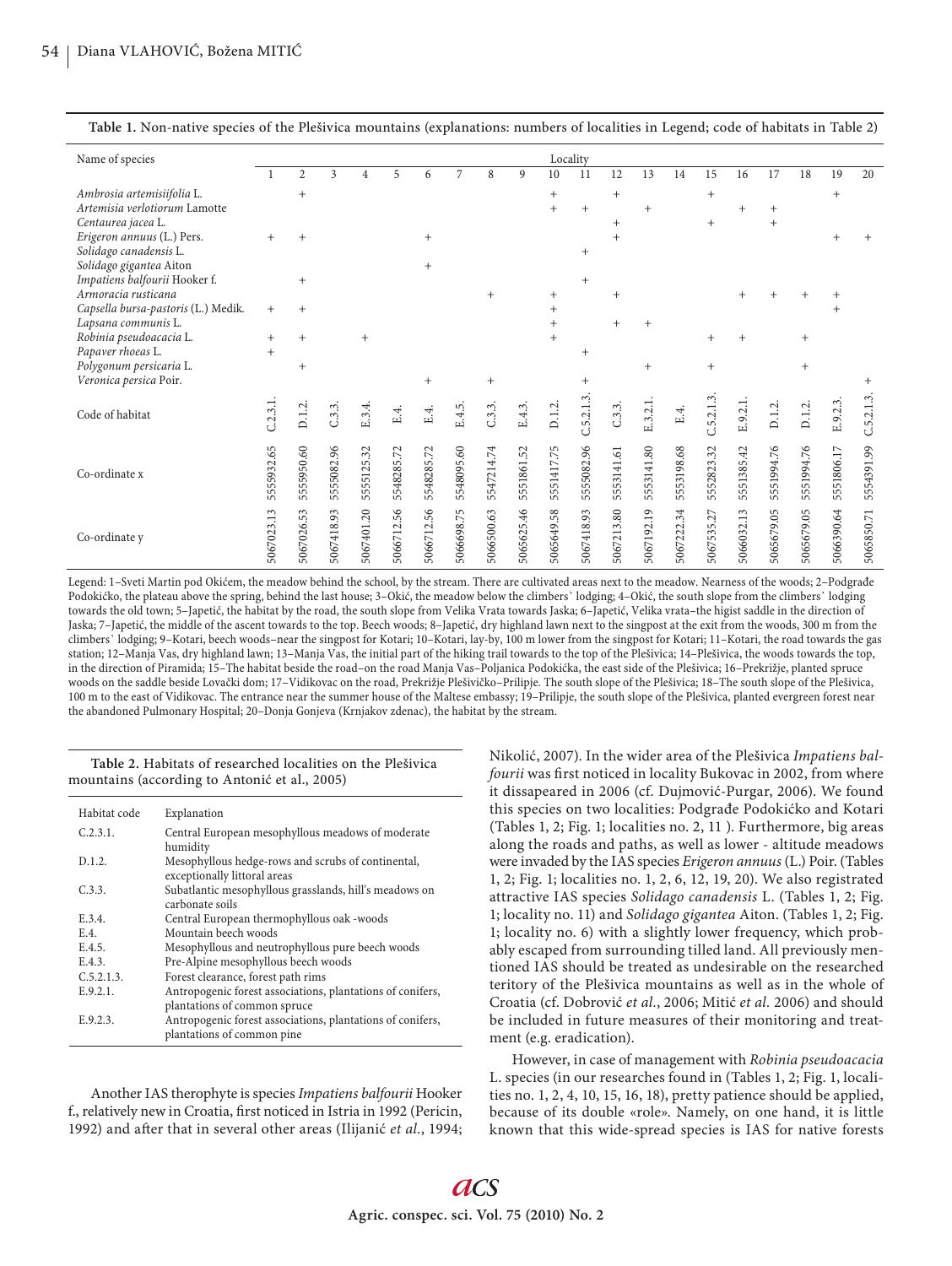**Table 1.** Non-native species of the Plešivica mountains (explanations: numbers of localities in Legend; code of habitats in Table 2)

| Name of species | Locality | | | | | | | | | | | | | | | | | | | |
|---|---|---|---|---|---|---|---|---|---|---|---|---|---|---|---|---|---|---|---|---|
| | 1 | 2 | 3 | 4 | 5 | 6 | 7 | 8 | 9 | 10 | 11 | 12 | 13 | 14 | 15 | 16 | 17 | 18 | 19 | 20 |
| *Ambrosia artemisiifolia* L. | | + | | | | | | | | + | | + | | | + | | | | + | |
| *Artemisia verlotiorum* Lamotte | | | | | | | | | | + | + | | + | | | + | + | | | |
| *Centaurea jacea* L. | | | | | | | | | | | | + | | | + | | + | | | |
| *Erigeron annuus* (L.) Pers. | + | + | | | | + | | | | | | + | | | | | | | + | + |
| *Solidago canadensis* L. | | | | | | | | | | | + | | | | | | | | | |
| *Solidago gigantea* Aiton | | | | | | + | | | | | | | | | | | | | | |
| *Impatiens balfourii* Hooker f. | | + | | | | | | | | | + | | | | | | | | | |
| *Armoracia rusticana* | | | | | | | | + | | + | | + | | | | + | + | + | + | |
| *Capsella bursa-pastoris* (L.) Medik. | + | + | | | | | | | | + | | | | | | | | | + | |
| *Lapsana communis* L. | | | | | | | | | | + | | + | + | | | | | | | |
| *Robinia pseudoacacia* L. | + | + | | + | | | | | | + | | | | | + | + | | + | | |
| *Papaver rhoeas* L. | + | | | | | | | | | | + | | | | | | | | | |
| *Polygonum persicaria* L. | | + | | | | | | | | | | | + | | + | | | + | | |
| *Veronica persica* Poir. | | | | | | + | | + | | | + | | | | | | | | | + |
| Code of habitat | C.2.3.1. | D.1.2. | C.3.3. | E.3.4. | E.4. | E.4. | E.4.5. | C.3.3. | E.4.3. | D.1.2. | C.5.2.1.3. | C.3.3. | E.3.2.1. | E.4. | C.5.2.1.3. | E.9.2.1. | D.1.2. | D.1.2. | E.9.2.3. | C.5.2.1.3. |
| Co-ordinate x | 5555932.65 | 5555950.60 | 5555082.96 | 5555125.32 | 5548285.72 | 5548285.72 | 5548095.60 | 5547214.74 | 5551861.52 | 5551417.75 | 5555082.96 | 5553141.61 | 5553141.80 | 5553198.68 | 5552823.32 | 5551385.42 | 5551994.76 | 5551994.76 | 5551806.17 | 5554391.99 |
| Co-ordinate y | 5067023.13 | 5067026.53 | 5067418.93 | 5067401.20 | 5066712.56 | 5066712.56 | 5066698.75 | 5066500.63 | 5065625.46 | 5065649.58 | 5067418.93 | 5067213.80 | 5067192.19 | 5067222.34 | 5067535.27 | 5066032.13 | 5065679.05 | 5065679.05 | 5066390.64 | 5065850.71 |

Legend: 1–Sveti Martin pod Okićem, the meadow behind the school, by the stream. There are cultivated areas next to the meadow. Nearness of the woods; 2–Podgrađe Podokićko, the plateau above the spring, behind the last house; 3–Okić, the meadow below the climbers` lodging; 4–Okić, the south slope from the climbers` lodging towards the old town; 5–Japetić, the habitat by the road, the south slope from Velika Vrata towards Jaska; 6–Japetić, Velika vrata–the higist saddle in the direction of Jaska; 7–Japetić, the middle of the ascent towards to the top. Beech woods; 8–Japetić, dry highland lawn next to the singpost at the exit from the woods, 300 m from the climbers` lodging; 9–Kotari, beech woods–near the singpost for Kotari; 10–Kotari, lay-by, 100 m lower from the singpost for Kotari; 11–Kotari, the road towards the gas station; 12–Manja Vas, dry highland lawn; 13–Manja Vas, the initial part of the hiking trail towards to the top of the Plešivica; 14–Plešivica, the woods towards the top, in the direction of Piramida; 15–The habitat beside the road–on the road Manja Vas–Poljanica Podokićka, the east side of the Plešivica; 16–Prekrižje, planted spruce woods on the saddle beside Lovački dom; 17–Vidikovac on the road, Prekrižje Plešivičko–Prilipje. The south slope of the Plešivica; 18–The south slope of the Plešivica, 100 m to the east of Vidikovac. The entrance near the summer house of the Maltese embassy; 19–Prilipje, the south slope of the Plešivica, planted evergreen forest near the abandoned Pulmonary Hospital; 20–Donja Gonjeva (Krnjakov zdenac), the habitat by the stream.

**Table 2.** Habitats of researched localities on the Plešivica mountains (according to Antonić et al., 2005)

| Habitat code | Explanation |
|---|---|
| C.2.3.1. | Central European mesophyllous meadows of moderate humidity |
| D.1.2. | Mesophyllous hedge-rows and scrubs of continental, exceptionally littoral areas |
| C.3.3. | Subatlantic mesophyllous grasslands, hill's meadows on carbonate soils |
| E.3.4. | Central European thermophyllous oak -woods |
| E.4. | Mountain beech woods |
| E.4.5. | Mesophyllous and neutrophyllous pure beech woods |
| E.4.3. | Pre-Alpine mesophyllous beech woods |
| C.5.2.1.3. | Forest clearance, forest path rims |
| E.9.2.1. | Antropogenic forest associations, plantations of conifers, plantations of common spruce |
| E.9.2.3. | Antropogenic forest associations, plantations of conifers, plantations of common pine |

Another IAS therophyte is species *Impatiens balfourii* Hooker f., relatively new in Croatia, first noticed in Istria in 1992 (Pericin, 1992) and after that in several other areas (Ilijanić *et al.*, 1994; Nikolić, 2007). In the wider area of the Plešivica *Impatiens balfourii* was first noticed in locality Bukovac in 2002, from where it dissapeared in 2006 (cf. Dujmović-Purgar, 2006). We found this species on two localities: Podgrađe Podokićko and Kotari (Tables 1, 2; Fig. 1; localities no. 2, 11 ). Furthermore, big areas along the roads and paths, as well as lower - altitude meadows were invaded by the IAS species *Erigeron annuus* (L.) Poir. (Tables 1, 2; Fig. 1; localities no. 1, 2, 6, 12, 19, 20). We also registrated attractive IAS species *Solidago canadensis* L. (Tables 1, 2; Fig. 1; locality no. 11) and *Solidago gigantea* Aiton. (Tables 1, 2; Fig. 1; locality no. 6) with a slightly lower frequency, which probably escaped from surrounding tilled land. All previously mentioned IAS should be treated as undesirable on the researched teritory of the Plešivica mountains as well as in the whole of Croatia (cf. Dobrović *et al.*, 2006; Mitić *et al.* 2006) and should be included in future measures of their monitoring and treatment (e.g. eradication).

However, in case of management with *Robinia pseudoacacia* L. species (in our researches found in (Tables 1, 2; Fig. 1, localities no. 1, 2, 4, 10, 15, 16, 18), pretty patience should be applied, because of its double «role». Namely, on one hand, it is little known that this wide-spread species is IAS for native forests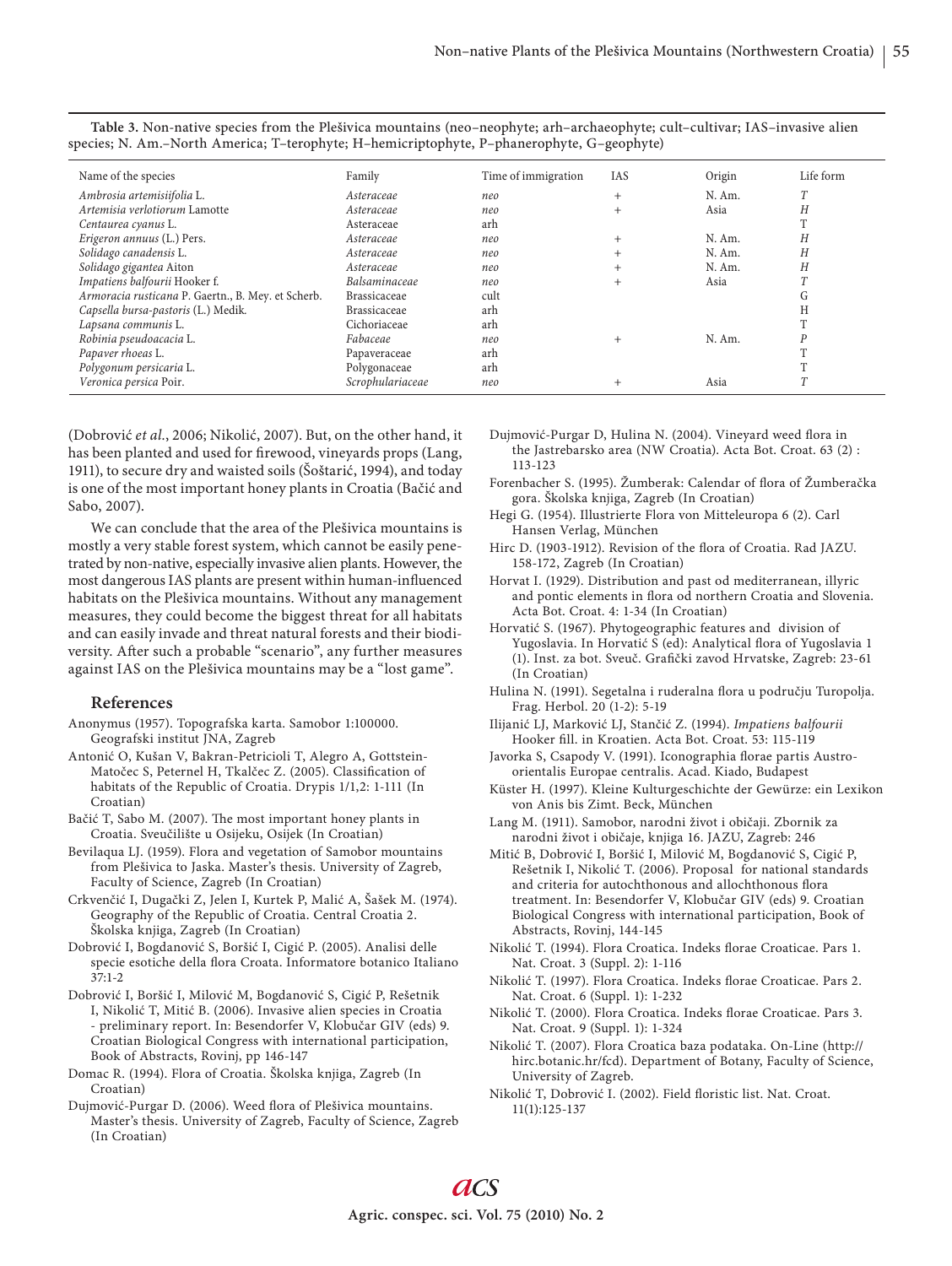**Table 3.** Non-native species from the Plešivica mountains (neo–neophyte; arh–archaeophyte; cult–cultivar; IAS–invasive alien species; N. Am.–North America; T–terophyte; H–hemicriptophyte, P–phanerophyte, G–geophyte)

| Name of the species | Family | Time of immigration | IAS | Origin | Life form |
|---|---|---|---|---|---|
| *Ambrosia artemisiifolia* L. | *Asteraceae* | *neo* | + | N. Am. | *T* |
| *Artemisia verlotiorum* Lamotte | *Asteraceae* | *neo* | + | Asia | *H* |
| *Centaurea cyanus* L. | Asteraceae | arh | | | T |
| *Erigeron annuus* (L.) Pers. | *Asteraceae* | *neo* | + | N. Am. | *H* |
| *Solidago canadensis* L. | *Asteraceae* | *neo* | + | N. Am. | *H* |
| *Solidago gigantea* Aiton | *Asteraceae* | *neo* | + | N. Am. | *H* |
| *Impatiens balfourii* Hooker f. | *Balsaminaceae* | *neo* | + | Asia | *T* |
| *Armoracia rusticana* P. Gaertn., B. Mey. et Scherb. | Brassicaceae | cult | | | G |
| *Capsella bursa-pastoris* (L.) Medik. | Brassicaceae | arh | | | H |
| *Lapsana communis* L. | Cichoriaceae | arh | | | T |
| *Robinia pseudoacacia* L. | *Fabaceae* | *neo* | + | N. Am. | *P* |
| *Papaver rhoeas* L. | Papaveraceae | arh | | | T |
| *Polygonum persicaria* L. | Polygonaceae | arh | | | T |
| *Veronica persica* Poir. | *Scrophulariaceae* | *neo* | + | Asia | *T* |

(Dobrović *et al.*, 2006; Nikolić, 2007). But, on the other hand, it has been planted and used for firewood, vineyards props (Lang, 1911), to secure dry and waisted soils (Šoštarić, 1994), and today is one of the most important honey plants in Croatia (Bačić and Sabo, 2007).

We can conclude that the area of the Plešivica mountains is mostly a very stable forest system, which cannot be easily penetrated by non-native, especially invasive alien plants. However, the most dangerous IAS plants are present within human-influenced habitats on the Plešivica mountains. Without any management measures, they could become the biggest threat for all habitats and can easily invade and threat natural forests and their biodiversity. After such a probable "scenario", any further measures against IAS on the Plešivica mountains may be a "lost game".

## References

Anonymus (1957). Topografska karta. Samobor 1:100000. Geografski institut JNA, Zagreb

Antonić O, Kušan V, Bakran-Petricioli T, Alegro A, Gottstein-Matočec S, Peternel H, Tkalčec Z. (2005). Classification of habitats of the Republic of Croatia. Drypis 1/1,2: 1-111 (In Croatian)

Bačić T, Sabo M. (2007). The most important honey plants in Croatia. Sveučilište u Osijeku, Osijek (In Croatian)

Bevilaqua LJ. (1959). Flora and vegetation of Samobor mountains from Plešivica to Jaska. Master's thesis. University of Zagreb, Faculty of Science, Zagreb (In Croatian)

Crkvenčić I, Dugački Z, Jelen I, Kurtek P, Malić A, Šašek M. (1974). Geography of the Republic of Croatia. Central Croatia 2. Školska knjiga, Zagreb (In Croatian)

Dobrović I, Bogdanović S, Boršić I, Cigić P. (2005). Analisi delle specie esotiche della flora Croata. Informatore botanico Italiano 37:1-2

Dobrović I, Boršić I, Milović M, Bogdanović S, Cigić P, Rešetnik I, Nikolić T, Mitić B. (2006). Invasive alien species in Croatia - preliminary report. In: Besendorfer V, Klobučar GIV (eds) 9. Croatian Biological Congress with international participation, Book of Abstracts, Rovinj, pp 146-147

Domac R. (1994). Flora of Croatia. Školska knjiga, Zagreb (In Croatian)

Dujmović-Purgar D. (2006). Weed flora of Plešivica mountains. Master's thesis. University of Zagreb, Faculty of Science, Zagreb (In Croatian)

Dujmović-Purgar D, Hulina N. (2004). Vineyard weed flora in the Jastrebarsko area (NW Croatia). Acta Bot. Croat. 63 (2) : 113-123

Forenbacher S. (1995). Žumberak: Calendar of flora of Žumberačka gora. Školska knjiga, Zagreb (In Croatian)

Hegi G. (1954). Illustrierte Flora von Mitteleuropa 6 (2). Carl Hansen Verlag, München

Hirc D. (1903-1912). Revision of the flora of Croatia. Rad JAZU. 158-172, Zagreb (In Croatian)

Horvat I. (1929). Distribution and past od mediterranean, illyric and pontic elements in flora od northern Croatia and Slovenia. Acta Bot. Croat. 4: 1-34 (In Croatian)

Horvatić S. (1967). Phytogeographic features and division of Yugoslavia. In Horvatić S (ed): Analytical flora of Yugoslavia 1 (1). Inst. za bot. Sveuč. Grafički zavod Hrvatske, Zagreb: 23-61 (In Croatian)

Hulina N. (1991). Segetalna i ruderalna flora u području Turopolja. Frag. Herbol. 20 (1-2): 5-19

Ilijanić LJ, Marković LJ, Stančić Z. (1994). *Impatiens balfourii* Hooker fill. in Kroatien. Acta Bot. Croat. 53: 115-119

Javorka S, Csapody V. (1991). Iconographia florae partis Austro-orientalis Europae centralis. Acad. Kiado, Budapest

Küster H. (1997). Kleine Kulturgeschichte der Gewürze: ein Lexikon von Anis bis Zimt. Beck, München

Lang M. (1911). Samobor, narodni život i običaji. Zbornik za narodni život i običaje, knjiga 16. JAZU, Zagreb: 246

Mitić B, Dobrović I, Boršić I, Milović M, Bogdanović S, Cigić P, Rešetnik I, Nikolić T. (2006). Proposal for national standards and criteria for autochthonous and allochthonous flora treatment. In: Besendorfer V, Klobučar GIV (eds) 9. Croatian Biological Congress with international participation, Book of Abstracts, Rovinj, 144-145

Nikolić T. (1994). Flora Croatica. Indeks florae Croaticae. Pars 1. Nat. Croat. 3 (Suppl. 2): 1-116

Nikolić T. (1997). Flora Croatica. Indeks florae Croaticae. Pars 2. Nat. Croat. 6 (Suppl. 1): 1-232

Nikolić T. (2000). Flora Croatica. Indeks florae Croaticae. Pars 3. Nat. Croat. 9 (Suppl. 1): 1-324

Nikolić T. (2007). Flora Croatica baza podataka. On-Line (http://hirc.botanic.hr/fcd). Department of Botany, Faculty of Science, University of Zagreb.

Nikolić T, Dobrović I. (2002). Field floristic list. Nat. Croat. 11(1):125-137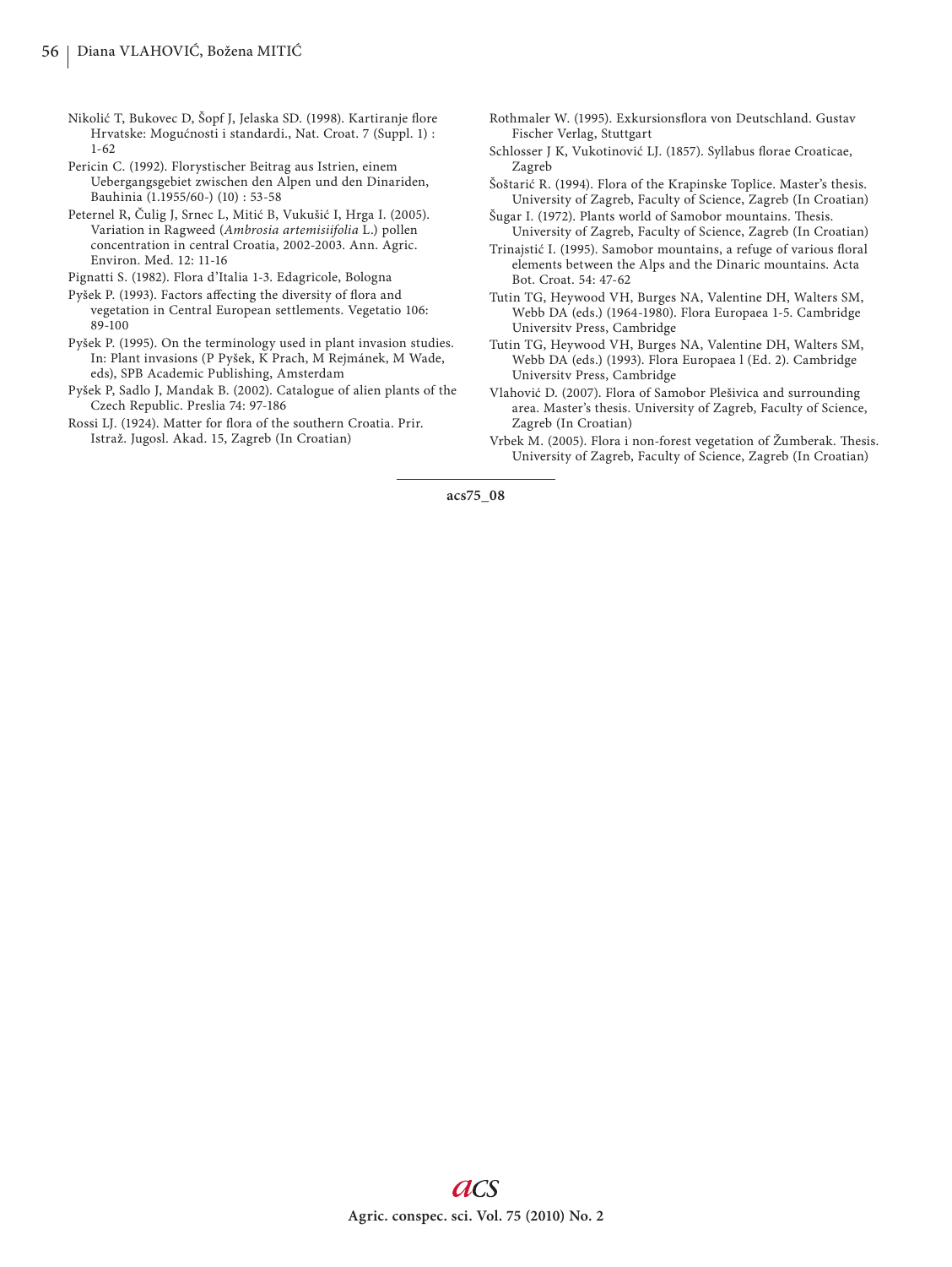Nikolić T, Bukovec D, Šopf J, Jelaska SD. (1998). Kartiranje flore Hrvatske: Mogućnosti i standardi., Nat. Croat. 7 (Suppl. 1) : 1-62

Pericin C. (1992). Florystischer Beitrag aus Istrien, einem Uebergangsgebiet zwischen den Alpen und den Dinariden, Bauhinia (1.1955/60-) (10) : 53-58

Peternel R, Čulig J, Srnec L, Mitić B, Vukušić I, Hrga I. (2005). Variation in Ragweed (*Ambrosia artemisiifolia* L.) pollen concentration in central Croatia, 2002-2003. Ann. Agric. Environ. Med. 12: 11-16

Pignatti S. (1982). Flora d'Italia 1-3. Edagricole, Bologna

Pyšek P. (1993). Factors affecting the diversity of flora and vegetation in Central European settlements. Vegetatio 106: 89-100

Pyšek P. (1995). On the terminology used in plant invasion studies. In: Plant invasions (P Pyšek, K Prach, M Rejmánek, M Wade, eds), SPB Academic Publishing, Amsterdam

Pyšek P, Sadlo J, Mandak B. (2002). Catalogue of alien plants of the Czech Republic. Preslia 74: 97-186

Rossi LJ. (1924). Matter for flora of the southern Croatia. Prir. Istraž. Jugosl. Akad. 15, Zagreb (In Croatian)

Rothmaler W. (1995). Exkursionsflora von Deutschland. Gustav Fischer Verlag, Stuttgart

Schlosser J K, Vukotinović LJ. (1857). Syllabus florae Croaticae, Zagreb

Šoštarić R. (1994). Flora of the Krapinske Toplice. Master's thesis. University of Zagreb, Faculty of Science, Zagreb (In Croatian)

Šugar I. (1972). Plants world of Samobor mountains. Thesis. University of Zagreb, Faculty of Science, Zagreb (In Croatian)

Trinajstić I. (1995). Samobor mountains, a refuge of various floral elements between the Alps and the Dinaric mountains. Acta Bot. Croat. 54: 47-62

Tutin TG, Heywood VH, Burges NA, Valentine DH, Walters SM, Webb DA (eds.) (1964-1980). Flora Europaea 1-5. Cambridge University Press, Cambridge

Tutin TG, Heywood VH, Burges NA, Valentine DH, Walters SM, Webb DA (eds.) (1993). Flora Europaea l (Ed. 2). Cambridge University Press, Cambridge

Vlahović D. (2007). Flora of Samobor Plešivica and surrounding area. Master's thesis. University of Zagreb, Faculty of Science, Zagreb (In Croatian)

Vrbek M. (2005). Flora i non-forest vegetation of Žumberak. Thesis. University of Zagreb, Faculty of Science, Zagreb (In Croatian)

**acs75_08**